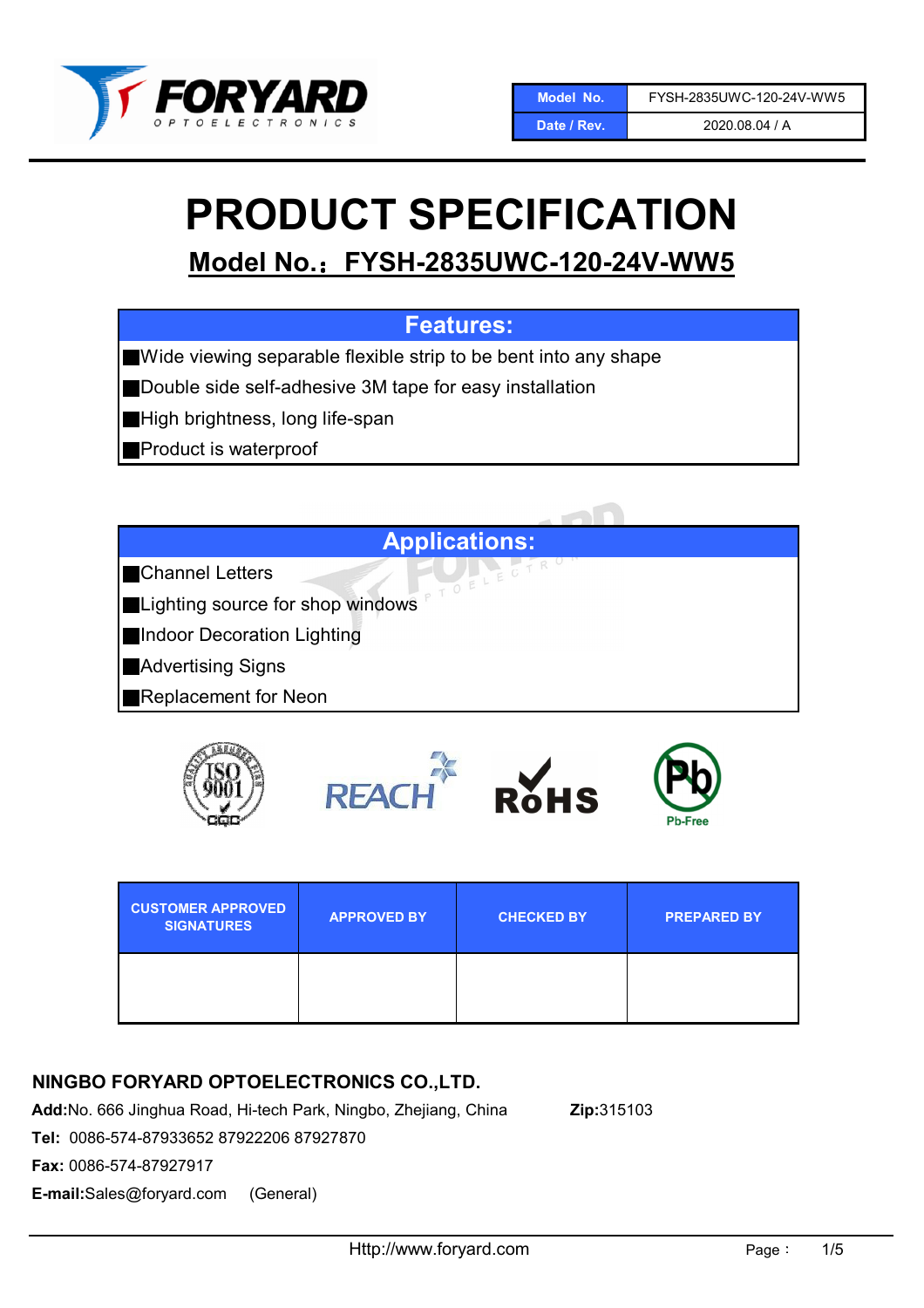FORYARD OPTOELECTRONICS

| Model No. | FYSH-2835UWC-120-24V-WW5 |
| --- | --- |
| Date / Rev. | 2020.08.04 / A |

# PRODUCT SPECIFICATION

## Model No.：FYSH-2835UWC-120-24V-WW5

### Features:

- Wide viewing separable flexible strip to be bent into any shape
- Double side self-adhesive 3M tape for easy installation
- High brightness, long life-span
- Product is waterproof

### Applications:

- Channel Letters
- Lighting source for shop windows
- Indoor Decoration Lighting
- Advertising Signs
- Replacement for Neon

ISO 9001 CQC · REACH · RoHS · Pb-Free

| CUSTOMER APPROVED SIGNATURES | APPROVED BY | CHECKED BY | PREPARED BY |
| --- | --- | --- | --- |
| | | | |

**NINGBO FORYARD OPTOELECTRONICS CO.,LTD.**

**Add:**No. 666 Jinghua Road, Hi-tech Park, Ningbo, Zhejiang, China **Zip:**315103

**Tel:** 0086-574-87933652 87922206 87927870

**Fax:** 0086-574-87927917

**E-mail:**Sales@foryard.com (General)

Http://www.foryard.com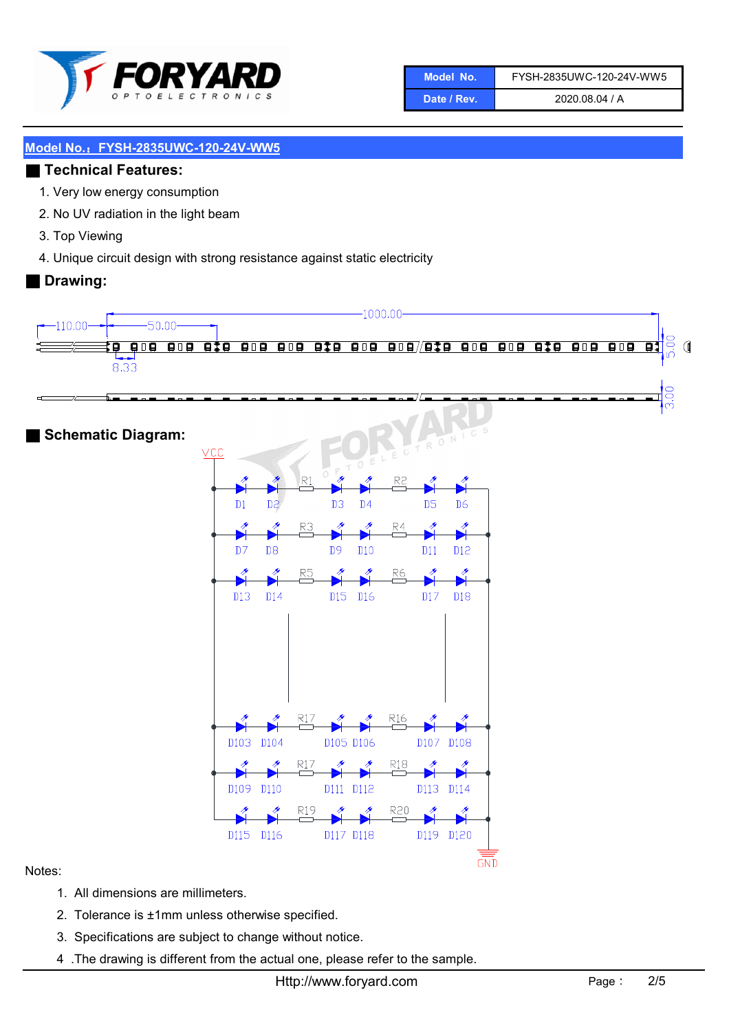| Model No. | FYSH-2835UWC-120-24V-WW5 |
| --- | --- |
| Date / Rev. | 2020.08.04 / A |

## Model No.：FYSH-2835UWC-120-24V-WW5

## Technical Features:

1. Very low energy consumption
2. No UV radiation in the light beam
3. Top Viewing
4. Unique circuit design with strong resistance against static electricity

## Drawing:

110.00 50.00 1000.00 8.33 5.00 3.00

## Schematic Diagram:

VCC R1 R2 D1 D2 D3 D4 D5 D6 R3 R4 D7 D8 D9 D10 D11 D12 R5 R6 D13 D14 D15 D16 D17 D18 R17 R16 D103 D104 D105 D106 D107 D108 R17 R18 D109 D110 D111 D112 D113 D114 R19 R20 D115 D116 D117 D118 D119 D120 GND

Notes:

1. All dimensions are millimeters.
2. Tolerance is ±1mm unless otherwise specified.
3. Specifications are subject to change without notice.
4. The drawing is different from the actual one, please refer to the sample.

Http://www.foryard.com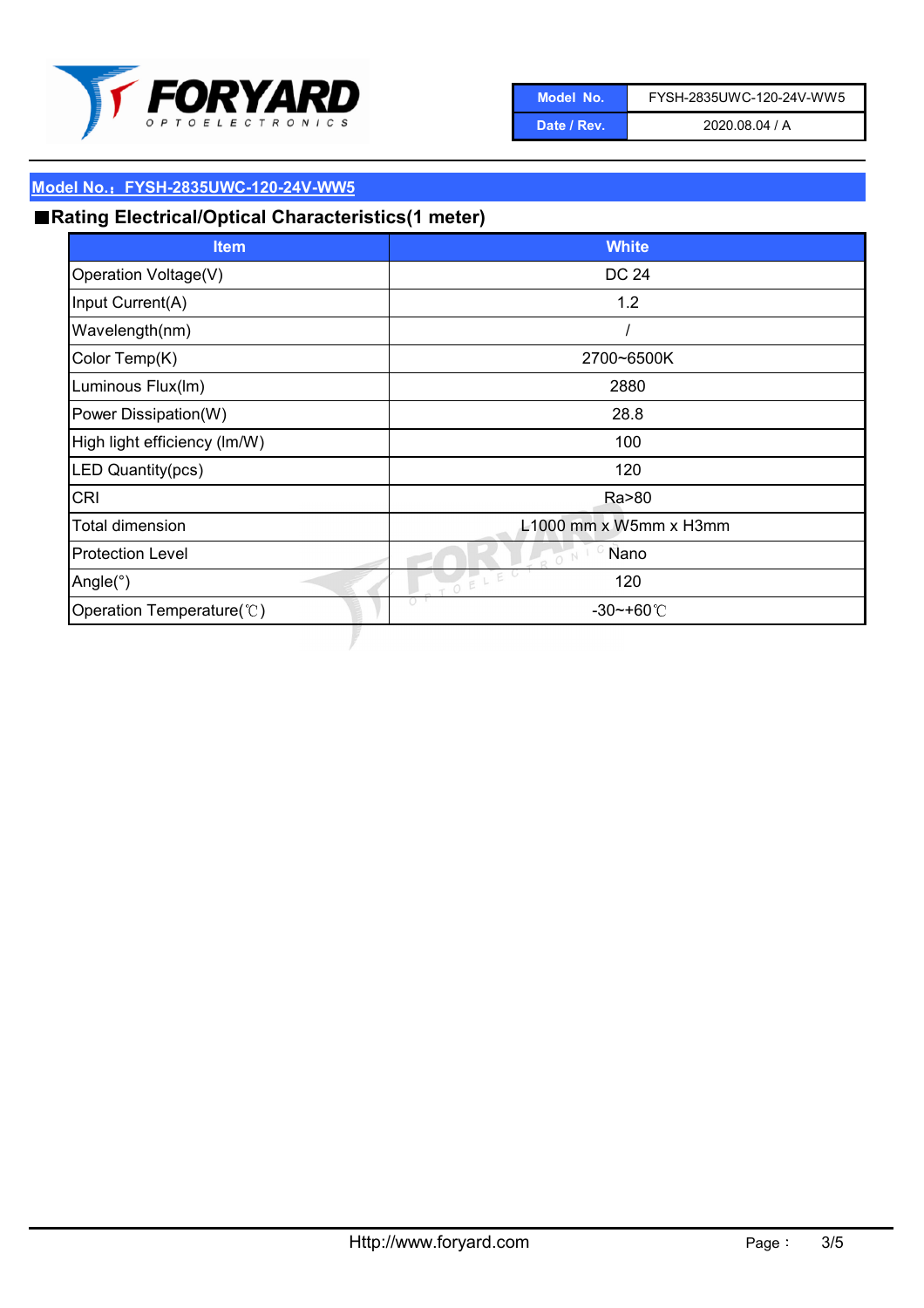| Model No. | FYSH-2835UWC-120-24V-WW5 |
| --- | --- |
| Date / Rev. | 2020.08.04 / A |

**Model No.：FYSH-2835UWC-120-24V-WW5**

## ■Rating Electrical/Optical Characteristics(1 meter)

| Item | White |
| --- | --- |
| Operation Voltage(V) | DC 24 |
| Input Current(A) | 1.2 |
| Wavelength(nm) | / |
| Color Temp(K) | 2700~6500K |
| Luminous Flux(lm) | 2880 |
| Power Dissipation(W) | 28.8 |
| High light efficiency (lm/W) | 100 |
| LED Quantity(pcs) | 120 |
| CRI | Ra>80 |
| Total dimension | L1000 mm x W5mm x H3mm |
| Protection Level | Nano |
| Angle(°) | 120 |
| Operation Temperature(℃) | -30~+60℃ |

Http://www.foryard.com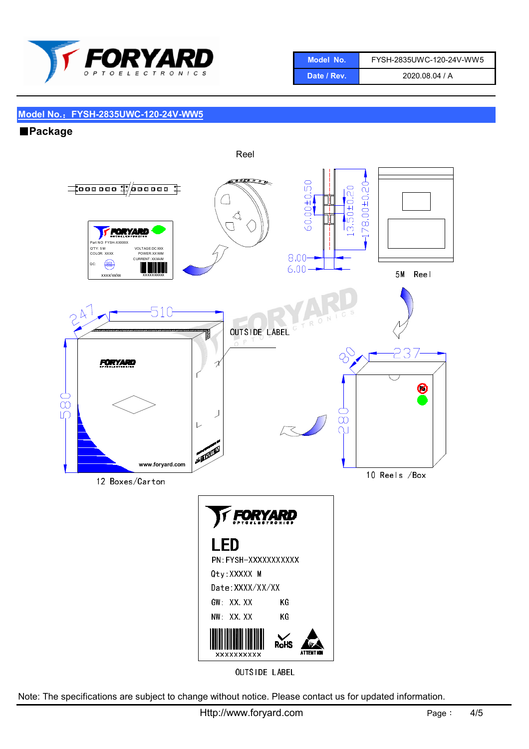| Model No. | FYSH-2835UWC-120-24V-WW5 |
| --- | --- |
| Date / Rev. | 2020.08.04 / A |

## Model No.：FYSH-2835UWC-120-24V-WW5

### ■Package

Reel

Part NO: FYSH-XXXXXX
QTY: 5 M
COLOR: XXXX
VOLTAGE:DC XXX
POWER:XX WM
CURRENT: XXXA/M
QC:
xxxx/xx/xx
XXXXXXXXXX

60.00±0.50
13.50±0.20
178.00±0.20
8.00
6.00

5M Reel

247
510
580
OUTSIDE LABEL
www.foryard.com

12 Boxes/Carton

80
237
280

10 Reels /Box

LED
PN: FYSH-XXXXXXXXXXX
Qty: XXXXX M
Date: XXXX/XX/XX
GW: XX.XX KG
NW: XX.XX KG
XXXXXXXXXX
RoHS
ATTENTION

OUTSIDE LABEL

Note: The specifications are subject to change without notice. Please contact us for updated information.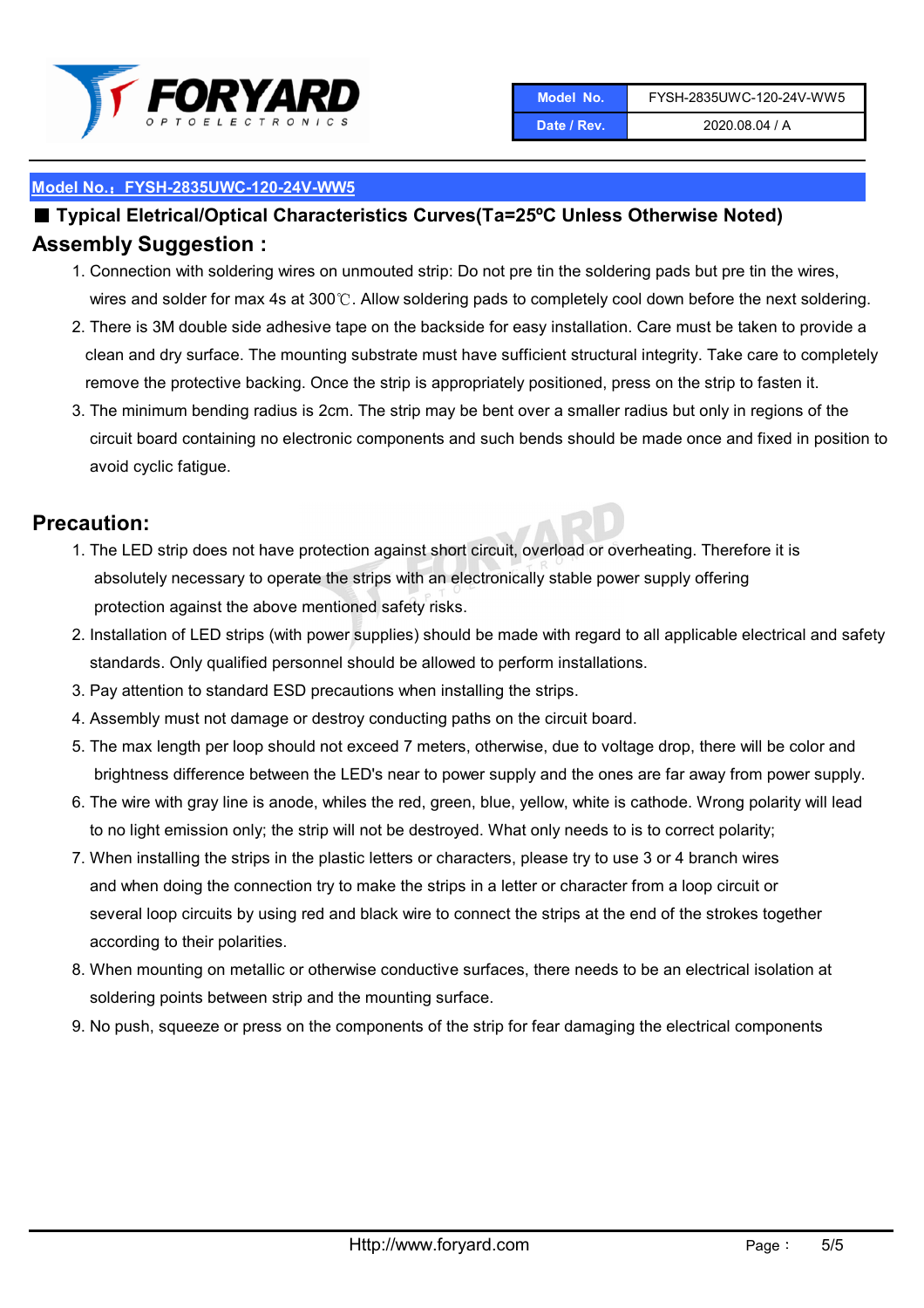**Model No.：FYSH-2835UWC-120-24V-WW5**

■ **Typical Eletrical/Optical Characteristics Curves(Ta=25ºC Unless Otherwise Noted)**

## Assembly Suggestion :

1. Connection with soldering wires on unmouted strip: Do not pre tin the soldering pads but pre tin the wires, wires and solder for max 4s at 300℃. Allow soldering pads to completely cool down before the next soldering.
2. There is 3M double side adhesive tape on the backside for easy installation. Care must be taken to provide a clean and dry surface. The mounting substrate must have sufficient structural integrity. Take care to completely remove the protective backing. Once the strip is appropriately positioned, press on the strip to fasten it.
3. The minimum bending radius is 2cm. The strip may be bent over a smaller radius but only in regions of the circuit board containing no electronic components and such bends should be made once and fixed in position to avoid cyclic fatigue.

## Precaution:

1. The LED strip does not have protection against short circuit, overload or overheating. Therefore it is absolutely necessary to operate the strips with an electronically stable power supply offering protection against the above mentioned safety risks.
2. Installation of LED strips (with power supplies) should be made with regard to all applicable electrical and safety standards. Only qualified personnel should be allowed to perform installations.
3. Pay attention to standard ESD precautions when installing the strips.
4. Assembly must not damage or destroy conducting paths on the circuit board.
5. The max length per loop should not exceed 7 meters, otherwise, due to voltage drop, there will be color and brightness difference between the LED's near to power supply and the ones are far away from power supply.
6. The wire with gray line is anode, whiles the red, green, blue, yellow, white is cathode. Wrong polarity will lead to no light emission only; the strip will not be destroyed. What only needs to is to correct polarity;
7. When installing the strips in the plastic letters or characters, please try to use 3 or 4 branch wires and when doing the connection try to make the strips in a letter or character from a loop circuit or several loop circuits by using red and black wire to connect the strips at the end of the strokes together according to their polarities.
8. When mounting on metallic or otherwise conductive surfaces, there needs to be an electrical isolation at soldering points between strip and the mounting surface.
9. No push, squeeze or press on the components of the strip for fear damaging the electrical components